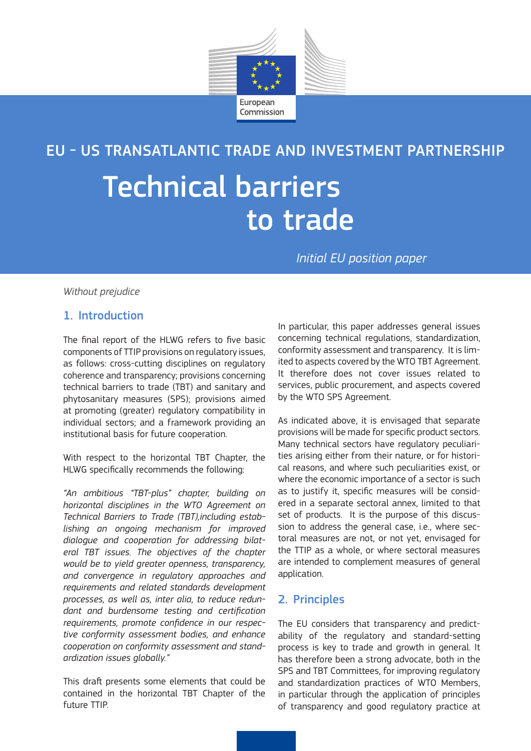European Commission

EU - US TRANSATLANTIC TRADE AND INVESTMENT PARTNERSHIP

# Technical barriers to trade

*Initial EU position paper*

*Without prejudice*

## 1. Introduction

The final report of the HLWG refers to five basic components of TTIP provisions on regulatory issues, as follows: cross-cutting disciplines on regulatory coherence and transparency; provisions concerning technical barriers to trade (TBT) and sanitary and phytosanitary measures (SPS); provisions aimed at promoting (greater) regulatory compatibility in individual sectors; and a framework providing an institutional basis for future cooperation.

With respect to the horizontal TBT Chapter, the HLWG specifically recommends the following:

*"An ambitious "TBT-plus" chapter, building on horizontal disciplines in the WTO Agreement on Technical Barriers to Trade (TBT),including establishing an ongoing mechanism for improved dialogue and cooperation for addressing bilateral TBT issues. The objectives of the chapter would be to yield greater openness, transparency, and convergence in regulatory approaches and requirements and related standards development processes, as well as, inter alia, to reduce redundant and burdensome testing and certification requirements, promote confidence in our respective conformity assessment bodies, and enhance cooperation on conformity assessment and standardization issues globally."*

This draft presents some elements that could be contained in the horizontal TBT Chapter of the future TTIP.

In particular, this paper addresses general issues concerning technical regulations, standardization, conformity assessment and transparency. It is limited to aspects covered by the WTO TBT Agreement. It therefore does not cover issues related to services, public procurement, and aspects covered by the WTO SPS Agreement.

As indicated above, it is envisaged that separate provisions will be made for specific product sectors. Many technical sectors have regulatory peculiarities arising either from their nature, or for historical reasons, and where such peculiarities exist, or where the economic importance of a sector is such as to justify it, specific measures will be considered in a separate sectoral annex, limited to that set of products. It is the purpose of this discussion to address the general case, i.e., where sectoral measures are not, or not yet, envisaged for the TTIP as a whole, or where sectoral measures are intended to complement measures of general application.

## 2. Principles

The EU considers that transparency and predictability of the regulatory and standard-setting process is key to trade and growth in general. It has therefore been a strong advocate, both in the SPS and TBT Committees, for improving regulatory and standardization practices of WTO Members, in particular through the application of principles of transparency and good regulatory practice at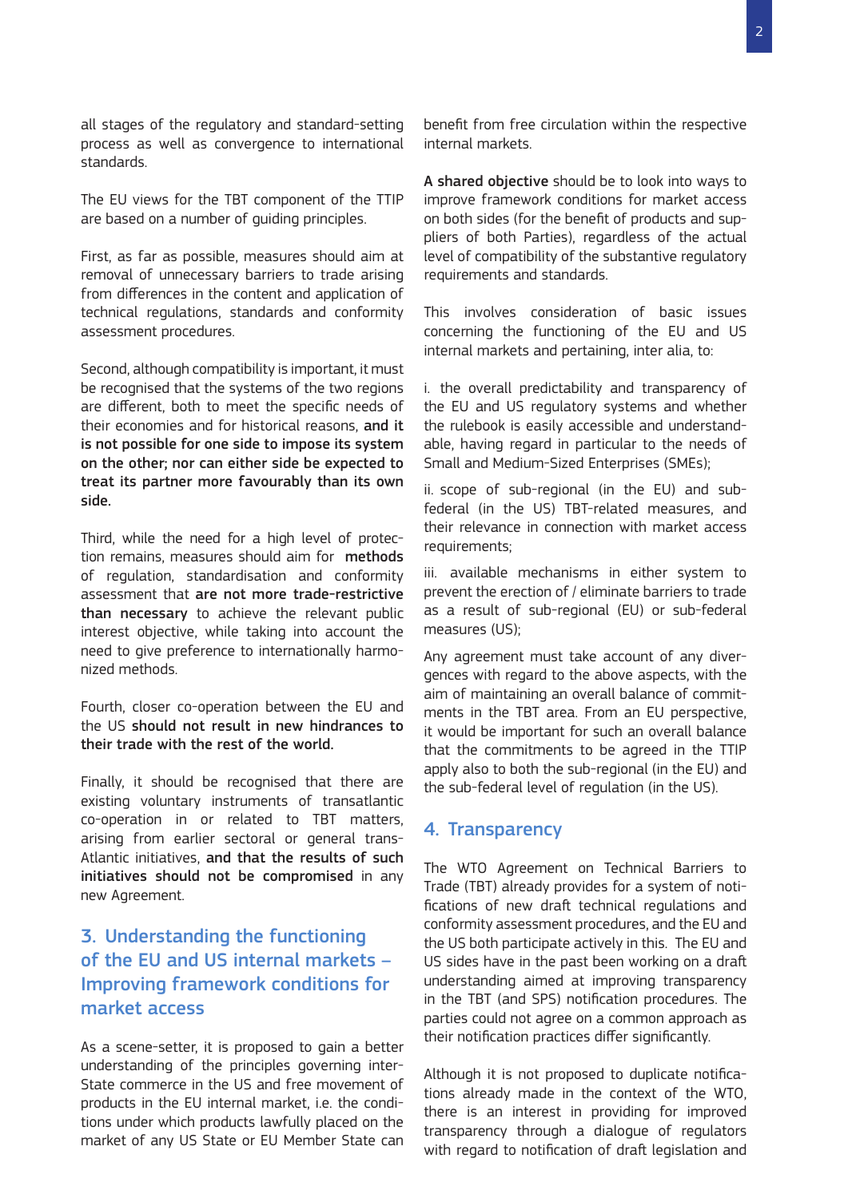all stages of the regulatory and standard-setting process as well as convergence to international standards.

The EU views for the TBT component of the TTIP are based on a number of guiding principles.

First, as far as possible, measures should aim at removal of unnecessary barriers to trade arising from differences in the content and application of technical regulations, standards and conformity assessment procedures.

Second, although compatibility is important, it must be recognised that the systems of the two regions are different, both to meet the specific needs of their economies and for historical reasons, **and it is not possible for one side to impose its system on the other; nor can either side be expected to treat its partner more favourably than its own side.**

Third, while the need for a high level of protection remains, measures should aim for **methods** of regulation, standardisation and conformity assessment that **are not more trade-restrictive than necessary** to achieve the relevant public interest objective, while taking into account the need to give preference to internationally harmonized methods.

Fourth, closer co-operation between the EU and the US **should not result in new hindrances to their trade with the rest of the world.**

Finally, it should be recognised that there are existing voluntary instruments of transatlantic co-operation in or related to TBT matters, arising from earlier sectoral or general trans-Atlantic initiatives, **and that the results of such initiatives should not be compromised** in any new Agreement.

## 3. Understanding the functioning of the EU and US internal markets – Improving framework conditions for market access

As a scene-setter, it is proposed to gain a better understanding of the principles governing inter-State commerce in the US and free movement of products in the EU internal market, i.e. the conditions under which products lawfully placed on the market of any US State or EU Member State can benefit from free circulation within the respective internal markets.

**A shared objective** should be to look into ways to improve framework conditions for market access on both sides (for the benefit of products and suppliers of both Parties), regardless of the actual level of compatibility of the substantive regulatory requirements and standards.

This involves consideration of basic issues concerning the functioning of the EU and US internal markets and pertaining, inter alia, to:

i. the overall predictability and transparency of the EU and US regulatory systems and whether the rulebook is easily accessible and understandable, having regard in particular to the needs of Small and Medium-Sized Enterprises (SMEs);

ii. scope of sub-regional (in the EU) and sub-federal (in the US) TBT-related measures, and their relevance in connection with market access requirements;

iii. available mechanisms in either system to prevent the erection of / eliminate barriers to trade as a result of sub-regional (EU) or sub-federal measures (US);

Any agreement must take account of any divergences with regard to the above aspects, with the aim of maintaining an overall balance of commitments in the TBT area. From an EU perspective, it would be important for such an overall balance that the commitments to be agreed in the TTIP apply also to both the sub-regional (in the EU) and the sub-federal level of regulation (in the US).

## 4. Transparency

The WTO Agreement on Technical Barriers to Trade (TBT) already provides for a system of notifications of new draft technical regulations and conformity assessment procedures, and the EU and the US both participate actively in this. The EU and US sides have in the past been working on a draft understanding aimed at improving transparency in the TBT (and SPS) notification procedures. The parties could not agree on a common approach as their notification practices differ significantly.

Although it is not proposed to duplicate notifications already made in the context of the WTO, there is an interest in providing for improved transparency through a dialogue of regulators with regard to notification of draft legislation and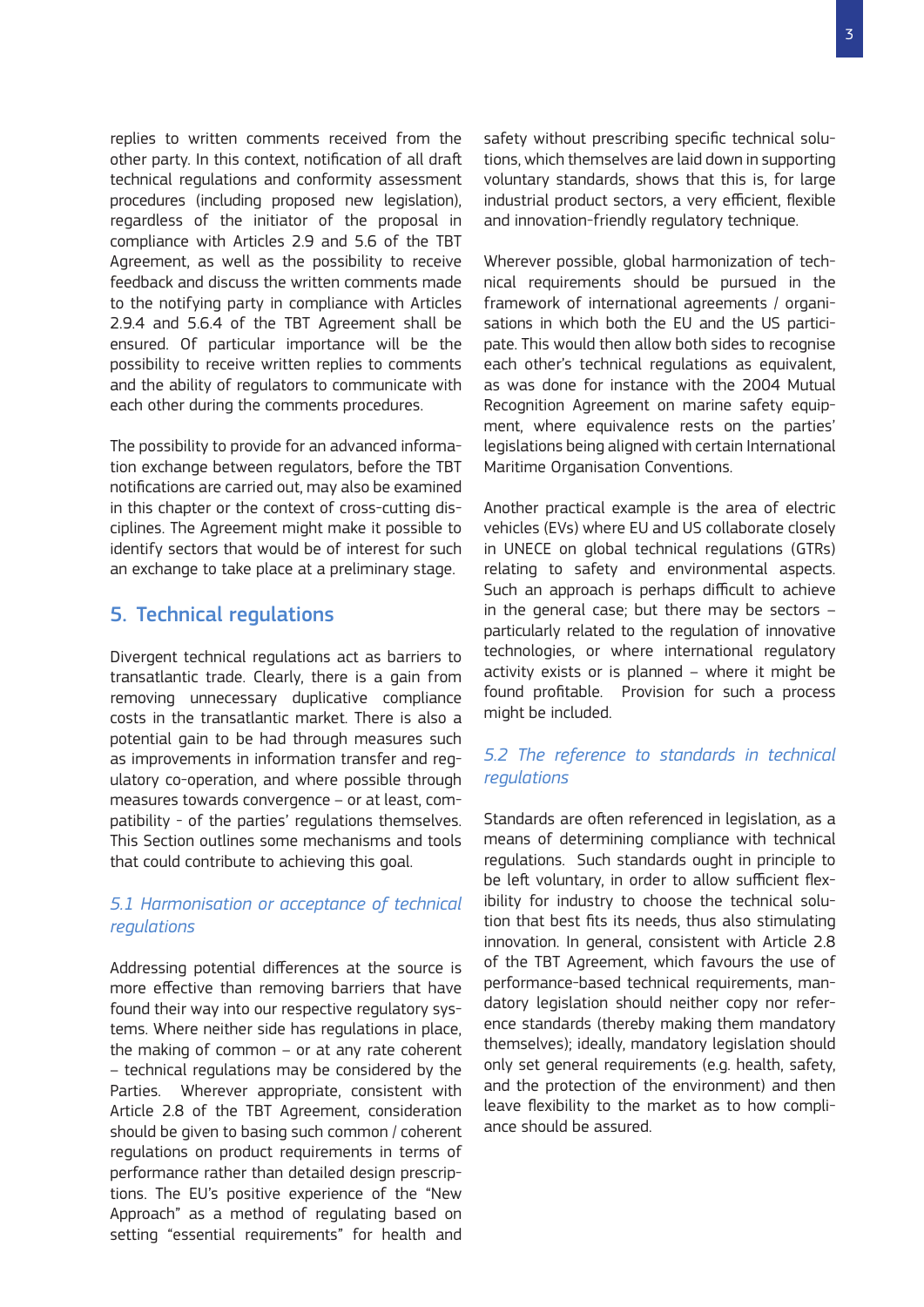replies to written comments received from the other party. In this context, notification of all draft technical regulations and conformity assessment procedures (including proposed new legislation), regardless of the initiator of the proposal in compliance with Articles 2.9 and 5.6 of the TBT Agreement, as well as the possibility to receive feedback and discuss the written comments made to the notifying party in compliance with Articles 2.9.4 and 5.6.4 of the TBT Agreement shall be ensured. Of particular importance will be the possibility to receive written replies to comments and the ability of regulators to communicate with each other during the comments procedures.

The possibility to provide for an advanced information exchange between regulators, before the TBT notifications are carried out, may also be examined in this chapter or the context of cross-cutting disciplines. The Agreement might make it possible to identify sectors that would be of interest for such an exchange to take place at a preliminary stage.

## 5. Technical regulations

Divergent technical regulations act as barriers to transatlantic trade. Clearly, there is a gain from removing unnecessary duplicative compliance costs in the transatlantic market. There is also a potential gain to be had through measures such as improvements in information transfer and regulatory co-operation, and where possible through measures towards convergence – or at least, compatibility - of the parties' regulations themselves. This Section outlines some mechanisms and tools that could contribute to achieving this goal.

### *5.1 Harmonisation or acceptance of technical regulations*

Addressing potential differences at the source is more effective than removing barriers that have found their way into our respective regulatory systems. Where neither side has regulations in place, the making of common – or at any rate coherent – technical regulations may be considered by the Parties. Wherever appropriate, consistent with Article 2.8 of the TBT Agreement, consideration should be given to basing such common / coherent regulations on product requirements in terms of performance rather than detailed design prescriptions. The EU's positive experience of the "New Approach" as a method of regulating based on setting "essential requirements" for health and safety without prescribing specific technical solutions, which themselves are laid down in supporting voluntary standards, shows that this is, for large industrial product sectors, a very efficient, flexible and innovation-friendly regulatory technique.

Wherever possible, global harmonization of technical requirements should be pursued in the framework of international agreements / organisations in which both the EU and the US participate. This would then allow both sides to recognise each other's technical regulations as equivalent, as was done for instance with the 2004 Mutual Recognition Agreement on marine safety equipment, where equivalence rests on the parties' legislations being aligned with certain International Maritime Organisation Conventions.

Another practical example is the area of electric vehicles (EVs) where EU and US collaborate closely in UNECE on global technical regulations (GTRs) relating to safety and environmental aspects. Such an approach is perhaps difficult to achieve in the general case; but there may be sectors – particularly related to the regulation of innovative technologies, or where international regulatory activity exists or is planned – where it might be found profitable. Provision for such a process might be included.

### *5.2 The reference to standards in technical regulations*

Standards are often referenced in legislation, as a means of determining compliance with technical regulations. Such standards ought in principle to be left voluntary, in order to allow sufficient flexibility for industry to choose the technical solution that best fits its needs, thus also stimulating innovation. In general, consistent with Article 2.8 of the TBT Agreement, which favours the use of performance-based technical requirements, mandatory legislation should neither copy nor reference standards (thereby making them mandatory themselves); ideally, mandatory legislation should only set general requirements (e.g. health, safety, and the protection of the environment) and then leave flexibility to the market as to how compliance should be assured.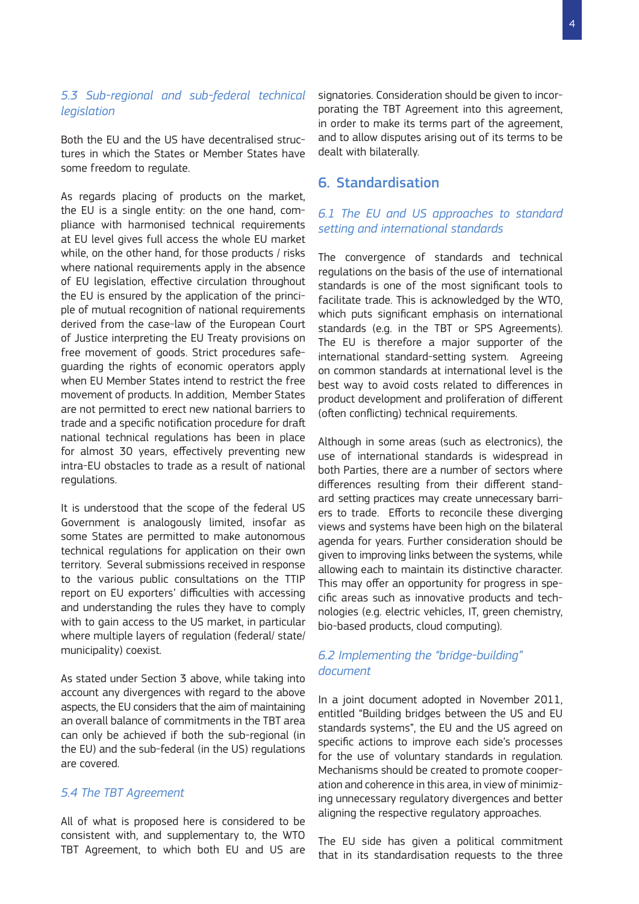### *5.3 Sub-regional and sub-federal technical legislation*

Both the EU and the US have decentralised structures in which the States or Member States have some freedom to regulate.

As regards placing of products on the market, the EU is a single entity: on the one hand, compliance with harmonised technical requirements at EU level gives full access the whole EU market while, on the other hand, for those products / risks where national requirements apply in the absence of EU legislation, effective circulation throughout the EU is ensured by the application of the principle of mutual recognition of national requirements derived from the case-law of the European Court of Justice interpreting the EU Treaty provisions on free movement of goods. Strict procedures safeguarding the rights of economic operators apply when EU Member States intend to restrict the free movement of products. In addition, Member States are not permitted to erect new national barriers to trade and a specific notification procedure for draft national technical regulations has been in place for almost 30 years, effectively preventing new intra-EU obstacles to trade as a result of national regulations.

It is understood that the scope of the federal US Government is analogously limited, insofar as some States are permitted to make autonomous technical regulations for application on their own territory. Several submissions received in response to the various public consultations on the TTIP report on EU exporters' difficulties with accessing and understanding the rules they have to comply with to gain access to the US market, in particular where multiple layers of regulation (federal/ state/ municipality) coexist.

As stated under Section 3 above, while taking into account any divergences with regard to the above aspects, the EU considers that the aim of maintaining an overall balance of commitments in the TBT area can only be achieved if both the sub-regional (in the EU) and the sub-federal (in the US) regulations are covered.

### *5.4 The TBT Agreement*

All of what is proposed here is considered to be consistent with, and supplementary to, the WTO TBT Agreement, to which both EU and US are signatories. Consideration should be given to incorporating the TBT Agreement into this agreement, in order to make its terms part of the agreement, and to allow disputes arising out of its terms to be dealt with bilaterally.

## 6. Standardisation

### *6.1 The EU and US approaches to standard setting and international standards*

The convergence of standards and technical regulations on the basis of the use of international standards is one of the most significant tools to facilitate trade. This is acknowledged by the WTO, which puts significant emphasis on international standards (e.g. in the TBT or SPS Agreements). The EU is therefore a major supporter of the international standard-setting system. Agreeing on common standards at international level is the best way to avoid costs related to differences in product development and proliferation of different (often conflicting) technical requirements.

Although in some areas (such as electronics), the use of international standards is widespread in both Parties, there are a number of sectors where differences resulting from their different standard setting practices may create unnecessary barriers to trade. Efforts to reconcile these diverging views and systems have been high on the bilateral agenda for years. Further consideration should be given to improving links between the systems, while allowing each to maintain its distinctive character. This may offer an opportunity for progress in specific areas such as innovative products and technologies (e.g. electric vehicles, IT, green chemistry, bio-based products, cloud computing).

### *6.2 Implementing the "bridge-building" document*

In a joint document adopted in November 2011, entitled "Building bridges between the US and EU standards systems", the EU and the US agreed on specific actions to improve each side's processes for the use of voluntary standards in regulation. Mechanisms should be created to promote cooperation and coherence in this area, in view of minimizing unnecessary regulatory divergences and better aligning the respective regulatory approaches.

The EU side has given a political commitment that in its standardisation requests to the three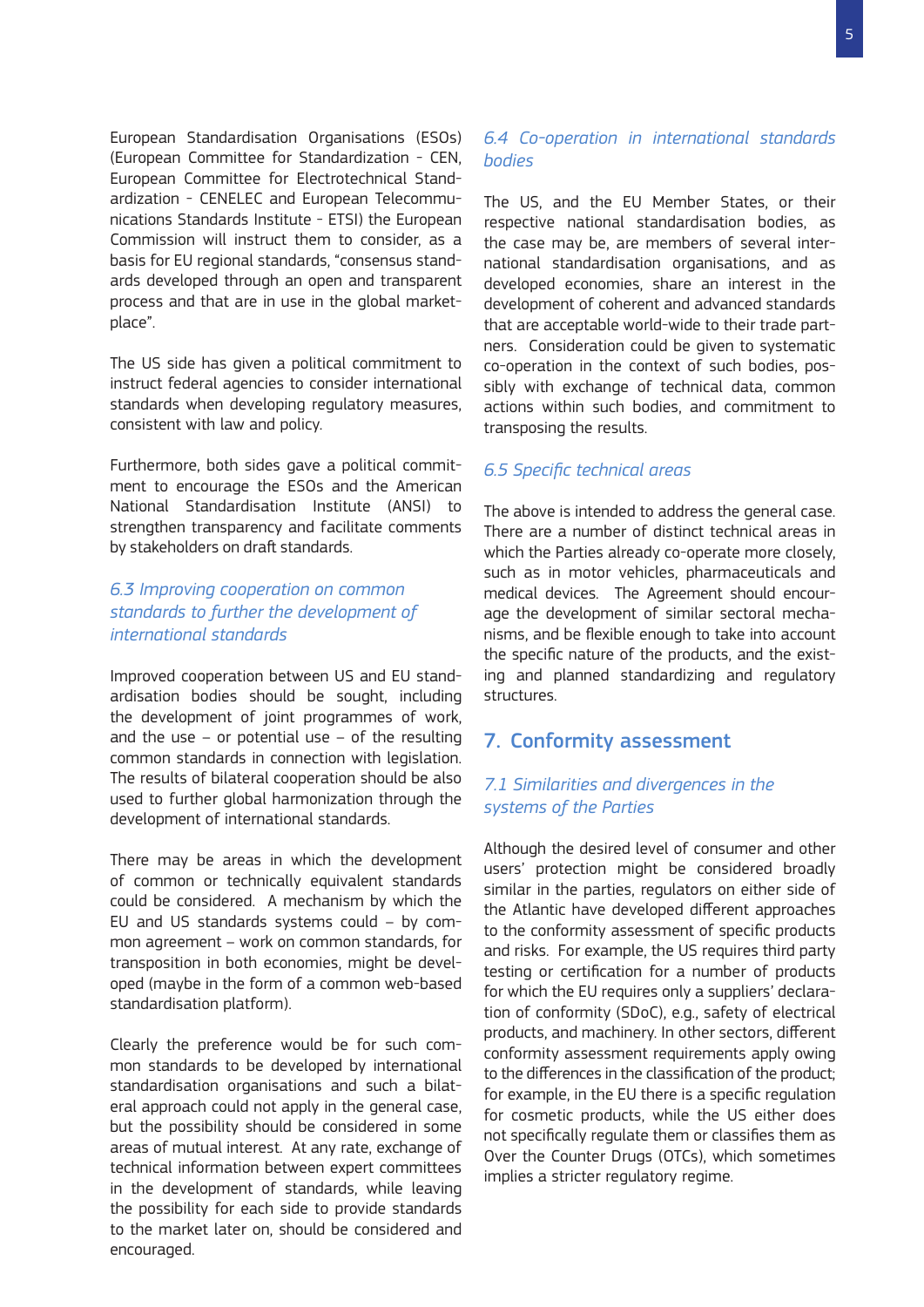European Standardisation Organisations (ESOs) (European Committee for Standardization - CEN, European Committee for Electrotechnical Standardization - CENELEC and European Telecommunications Standards Institute - ETSI) the European Commission will instruct them to consider, as a basis for EU regional standards, "consensus standards developed through an open and transparent process and that are in use in the global marketplace".

The US side has given a political commitment to instruct federal agencies to consider international standards when developing regulatory measures, consistent with law and policy.

Furthermore, both sides gave a political commitment to encourage the ESOs and the American National Standardisation Institute (ANSI) to strengthen transparency and facilitate comments by stakeholders on draft standards.

### *6.3 Improving cooperation on common standards to further the development of international standards*

Improved cooperation between US and EU standardisation bodies should be sought, including the development of joint programmes of work, and the use – or potential use – of the resulting common standards in connection with legislation. The results of bilateral cooperation should be also used to further global harmonization through the development of international standards.

There may be areas in which the development of common or technically equivalent standards could be considered. A mechanism by which the EU and US standards systems could – by common agreement – work on common standards, for transposition in both economies, might be developed (maybe in the form of a common web-based standardisation platform).

Clearly the preference would be for such common standards to be developed by international standardisation organisations and such a bilateral approach could not apply in the general case, but the possibility should be considered in some areas of mutual interest. At any rate, exchange of technical information between expert committees in the development of standards, while leaving the possibility for each side to provide standards to the market later on, should be considered and encouraged.

### *6.4 Co-operation in international standards bodies*

The US, and the EU Member States, or their respective national standardisation bodies, as the case may be, are members of several international standardisation organisations, and as developed economies, share an interest in the development of coherent and advanced standards that are acceptable world-wide to their trade partners. Consideration could be given to systematic co-operation in the context of such bodies, possibly with exchange of technical data, common actions within such bodies, and commitment to transposing the results.

### *6.5 Specific technical areas*

The above is intended to address the general case. There are a number of distinct technical areas in which the Parties already co-operate more closely, such as in motor vehicles, pharmaceuticals and medical devices. The Agreement should encourage the development of similar sectoral mechanisms, and be flexible enough to take into account the specific nature of the products, and the existing and planned standardizing and regulatory structures.

## 7. Conformity assessment

### *7.1 Similarities and divergences in the systems of the Parties*

Although the desired level of consumer and other users' protection might be considered broadly similar in the parties, regulators on either side of the Atlantic have developed different approaches to the conformity assessment of specific products and risks. For example, the US requires third party testing or certification for a number of products for which the EU requires only a suppliers' declaration of conformity (SDoC), e.g., safety of electrical products, and machinery. In other sectors, different conformity assessment requirements apply owing to the differences in the classification of the product; for example, in the EU there is a specific regulation for cosmetic products, while the US either does not specifically regulate them or classifies them as Over the Counter Drugs (OTCs), which sometimes implies a stricter regulatory regime.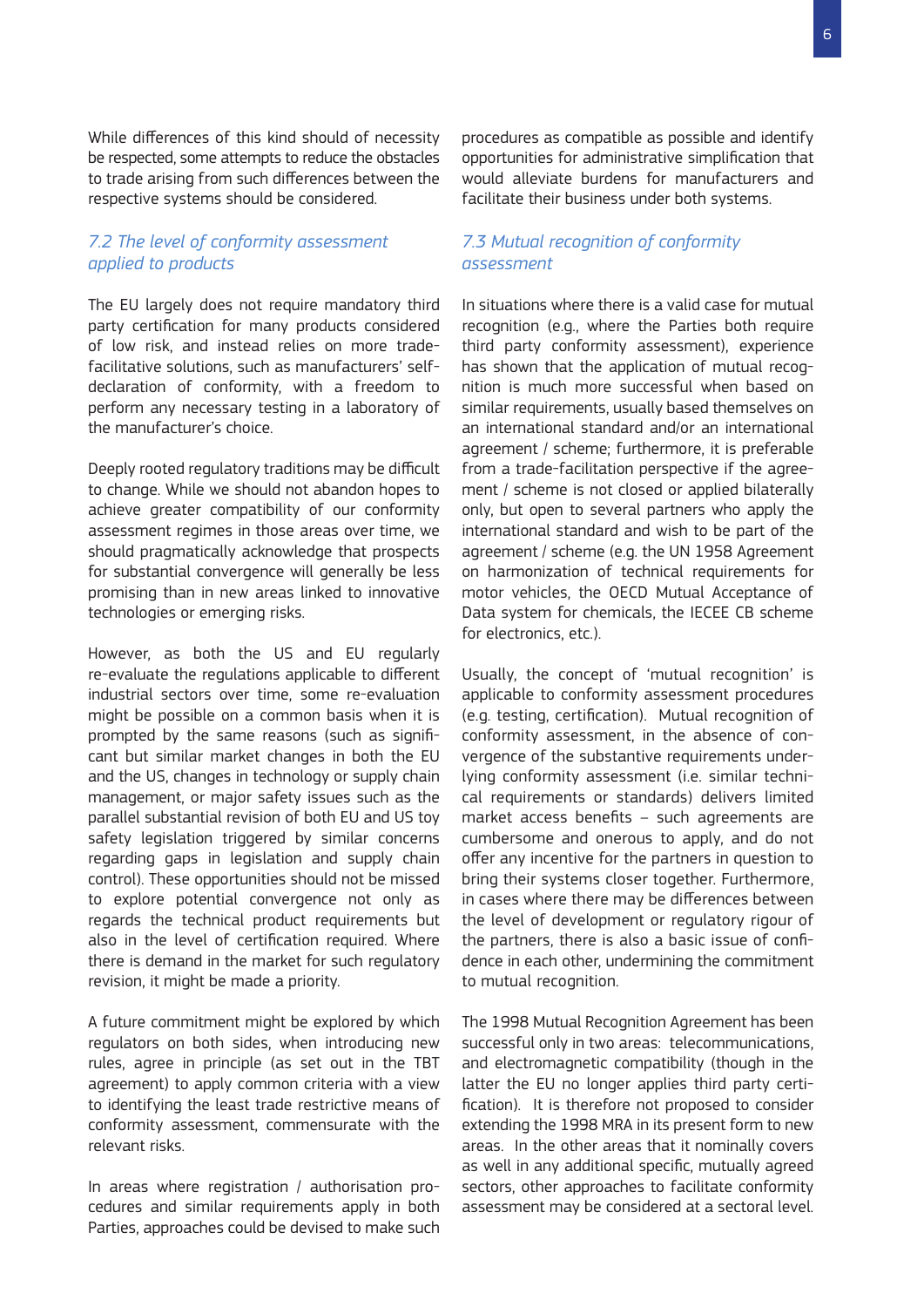While differences of this kind should of necessity be respected, some attempts to reduce the obstacles to trade arising from such differences between the respective systems should be considered.

### *7.2 The level of conformity assessment applied to products*

The EU largely does not require mandatory third party certification for many products considered of low risk, and instead relies on more trade-facilitative solutions, such as manufacturers' self-declaration of conformity, with a freedom to perform any necessary testing in a laboratory of the manufacturer's choice.

Deeply rooted regulatory traditions may be difficult to change. While we should not abandon hopes to achieve greater compatibility of our conformity assessment regimes in those areas over time, we should pragmatically acknowledge that prospects for substantial convergence will generally be less promising than in new areas linked to innovative technologies or emerging risks.

However, as both the US and EU regularly re-evaluate the regulations applicable to different industrial sectors over time, some re-evaluation might be possible on a common basis when it is prompted by the same reasons (such as significant but similar market changes in both the EU and the US, changes in technology or supply chain management, or major safety issues such as the parallel substantial revision of both EU and US toy safety legislation triggered by similar concerns regarding gaps in legislation and supply chain control). These opportunities should not be missed to explore potential convergence not only as regards the technical product requirements but also in the level of certification required. Where there is demand in the market for such regulatory revision, it might be made a priority.

A future commitment might be explored by which regulators on both sides, when introducing new rules, agree in principle (as set out in the TBT agreement) to apply common criteria with a view to identifying the least trade restrictive means of conformity assessment, commensurate with the relevant risks.

In areas where registration / authorisation procedures and similar requirements apply in both Parties, approaches could be devised to make such procedures as compatible as possible and identify opportunities for administrative simplification that would alleviate burdens for manufacturers and facilitate their business under both systems.

### *7.3 Mutual recognition of conformity assessment*

In situations where there is a valid case for mutual recognition (e.g., where the Parties both require third party conformity assessment), experience has shown that the application of mutual recognition is much more successful when based on similar requirements, usually based themselves on an international standard and/or an international agreement / scheme; furthermore, it is preferable from a trade-facilitation perspective if the agreement / scheme is not closed or applied bilaterally only, but open to several partners who apply the international standard and wish to be part of the agreement / scheme (e.g. the UN 1958 Agreement on harmonization of technical requirements for motor vehicles, the OECD Mutual Acceptance of Data system for chemicals, the IECEE CB scheme for electronics, etc.).

Usually, the concept of 'mutual recognition' is applicable to conformity assessment procedures (e.g. testing, certification). Mutual recognition of conformity assessment, in the absence of convergence of the substantive requirements underlying conformity assessment (i.e. similar technical requirements or standards) delivers limited market access benefits – such agreements are cumbersome and onerous to apply, and do not offer any incentive for the partners in question to bring their systems closer together. Furthermore, in cases where there may be differences between the level of development or regulatory rigour of the partners, there is also a basic issue of confidence in each other, undermining the commitment to mutual recognition.

The 1998 Mutual Recognition Agreement has been successful only in two areas: telecommunications, and electromagnetic compatibility (though in the latter the EU no longer applies third party certification). It is therefore not proposed to consider extending the 1998 MRA in its present form to new areas. In the other areas that it nominally covers as well in any additional specific, mutually agreed sectors, other approaches to facilitate conformity assessment may be considered at a sectoral level.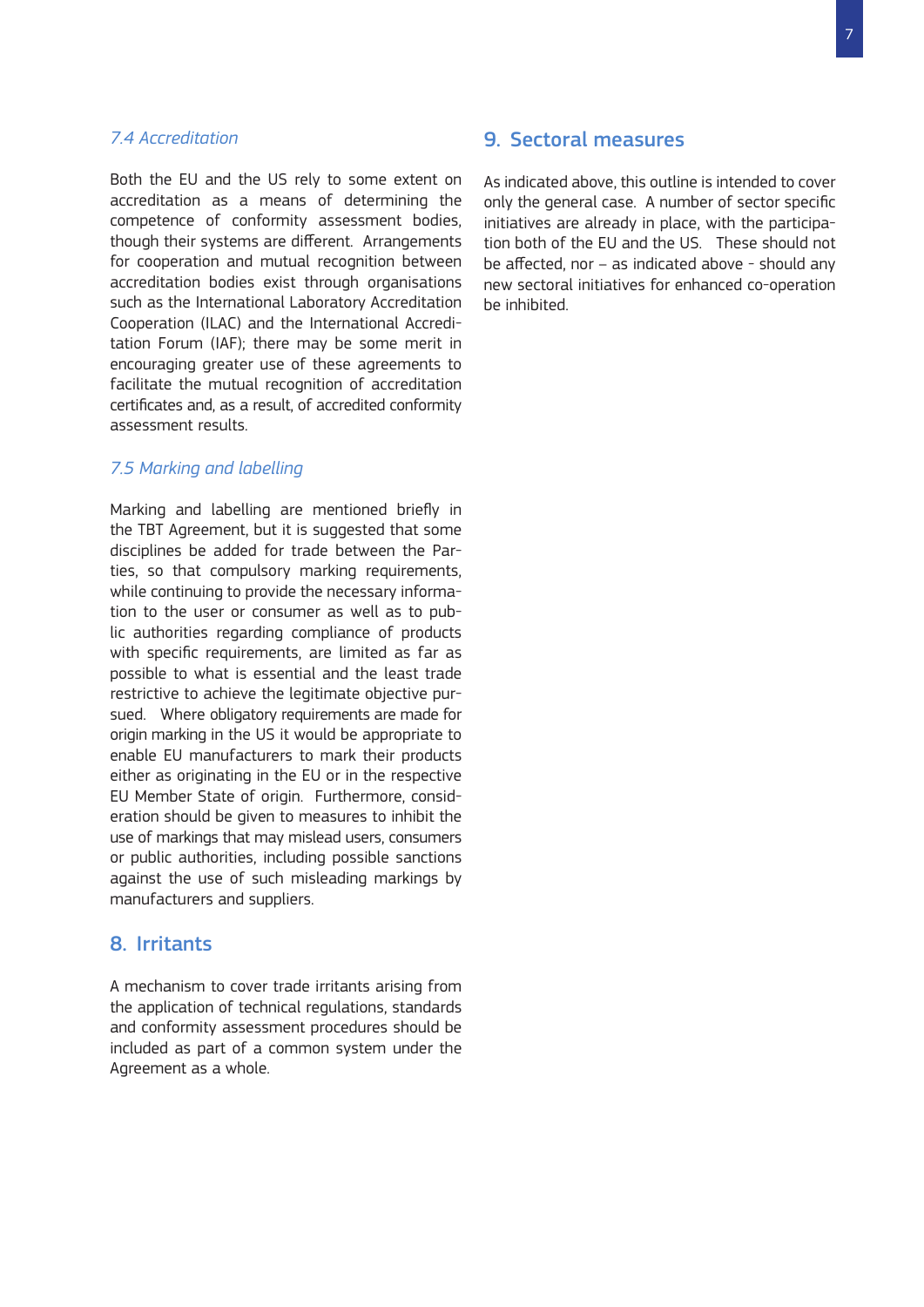### *7.4 Accreditation*

Both the EU and the US rely to some extent on accreditation as a means of determining the competence of conformity assessment bodies, though their systems are different. Arrangements for cooperation and mutual recognition between accreditation bodies exist through organisations such as the International Laboratory Accreditation Cooperation (ILAC) and the International Accreditation Forum (IAF); there may be some merit in encouraging greater use of these agreements to facilitate the mutual recognition of accreditation certificates and, as a result, of accredited conformity assessment results.

### *7.5 Marking and labelling*

Marking and labelling are mentioned briefly in the TBT Agreement, but it is suggested that some disciplines be added for trade between the Parties, so that compulsory marking requirements, while continuing to provide the necessary information to the user or consumer as well as to public authorities regarding compliance of products with specific requirements, are limited as far as possible to what is essential and the least trade restrictive to achieve the legitimate objective pursued. Where obligatory requirements are made for origin marking in the US it would be appropriate to enable EU manufacturers to mark their products either as originating in the EU or in the respective EU Member State of origin. Furthermore, consideration should be given to measures to inhibit the use of markings that may mislead users, consumers or public authorities, including possible sanctions against the use of such misleading markings by manufacturers and suppliers.

## 8. Irritants

A mechanism to cover trade irritants arising from the application of technical regulations, standards and conformity assessment procedures should be included as part of a common system under the Agreement as a whole.

## 9. Sectoral measures

As indicated above, this outline is intended to cover only the general case. A number of sector specific initiatives are already in place, with the participation both of the EU and the US. These should not be affected, nor – as indicated above - should any new sectoral initiatives for enhanced co-operation be inhibited.